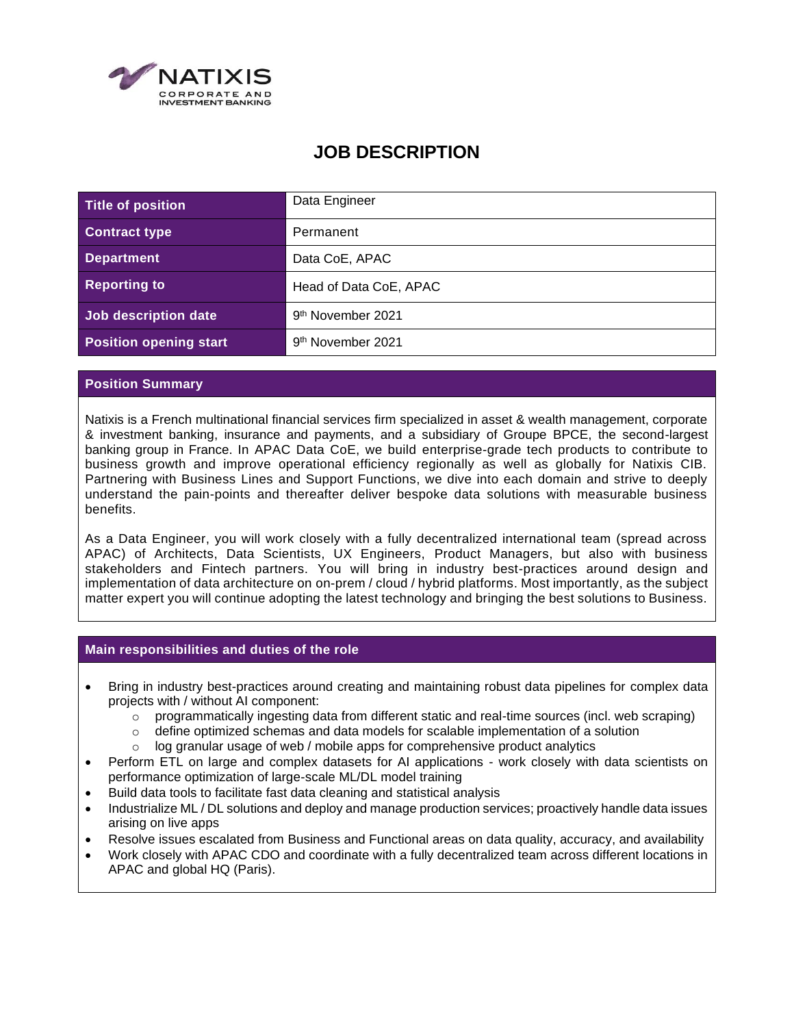# JOB DESCRIPTION

| Title of position | Data Engineer |
| --- | --- |
| Contract type | Permanent |
| Department | Data CoE, APAC |
| Reporting to | Head of Data CoE, APAC |
| Job description date | 9th November 2021 |
| Position opening start | 9th November 2021 |

## Position Summary

Natixis is a French multinational financial services firm specialized in asset & wealth management, corporate & investment banking, insurance and payments, and a subsidiary of Groupe BPCE, the second-largest banking group in France. In APAC Data CoE, we build enterprise-grade tech products to contribute to business growth and improve operational efficiency regionally as well as globally for Natixis CIB. Partnering with Business Lines and Support Functions, we dive into each domain and strive to deeply understand the pain-points and thereafter deliver bespoke data solutions with measurable business benefits.

As a Data Engineer, you will work closely with a fully decentralized international team (spread across APAC) of Architects, Data Scientists, UX Engineers, Product Managers, but also with business stakeholders and Fintech partners. You will bring in industry best-practices around design and implementation of data architecture on on-prem / cloud / hybrid platforms. Most importantly, as the subject matter expert you will continue adopting the latest technology and bringing the best solutions to Business.

## Main responsibilities and duties of the role

- Bring in industry best-practices around creating and maintaining robust data pipelines for complex data projects with / without AI component:
  - programmatically ingesting data from different static and real-time sources (incl. web scraping)
  - define optimized schemas and data models for scalable implementation of a solution
  - log granular usage of web / mobile apps for comprehensive product analytics
- Perform ETL on large and complex datasets for AI applications - work closely with data scientists on performance optimization of large-scale ML/DL model training
- Build data tools to facilitate fast data cleaning and statistical analysis
- Industrialize ML / DL solutions and deploy and manage production services; proactively handle data issues arising on live apps
- Resolve issues escalated from Business and Functional areas on data quality, accuracy, and availability
- Work closely with APAC CDO and coordinate with a fully decentralized team across different locations in APAC and global HQ (Paris).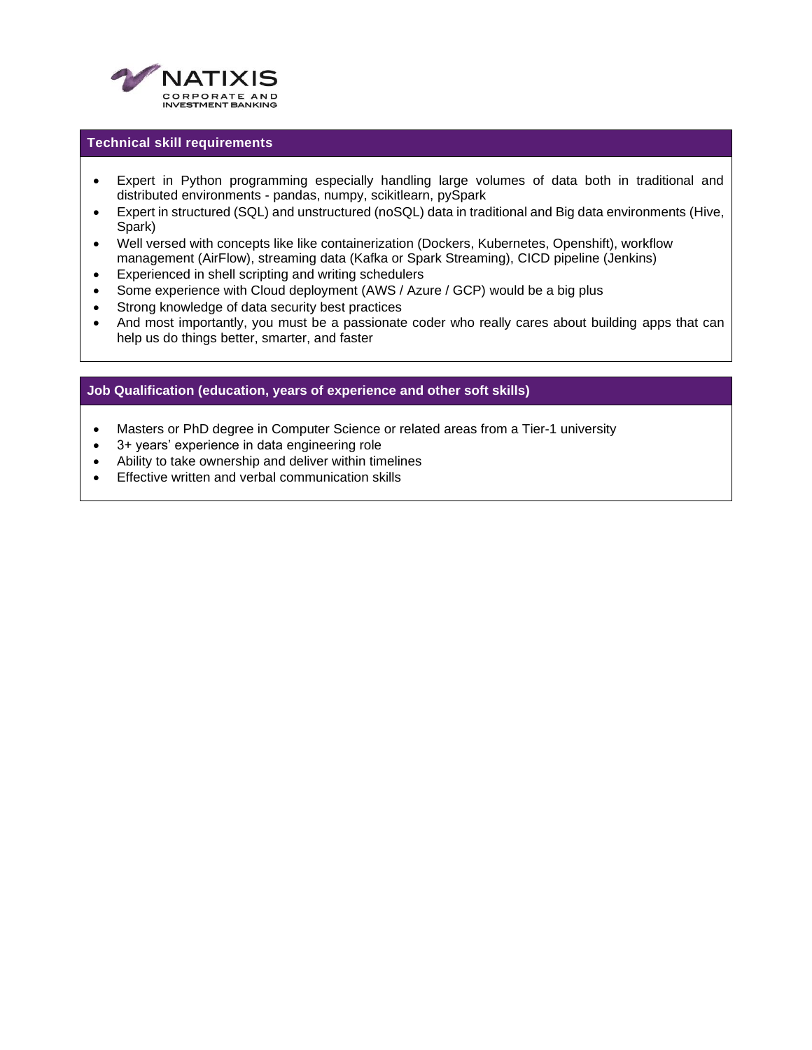## Technical skill requirements

- Expert in Python programming especially handling large volumes of data both in traditional and distributed environments - pandas, numpy, scikitlearn, pySpark
- Expert in structured (SQL) and unstructured (noSQL) data in traditional and Big data environments (Hive, Spark)
- Well versed with concepts like like containerization (Dockers, Kubernetes, Openshift), workflow management (AirFlow), streaming data (Kafka or Spark Streaming), CICD pipeline (Jenkins)
- Experienced in shell scripting and writing schedulers
- Some experience with Cloud deployment (AWS / Azure / GCP) would be a big plus
- Strong knowledge of data security best practices
- And most importantly, you must be a passionate coder who really cares about building apps that can help us do things better, smarter, and faster

## Job Qualification (education, years of experience and other soft skills)

- Masters or PhD degree in Computer Science or related areas from a Tier-1 university
- 3+ years' experience in data engineering role
- Ability to take ownership and deliver within timelines
- Effective written and verbal communication skills